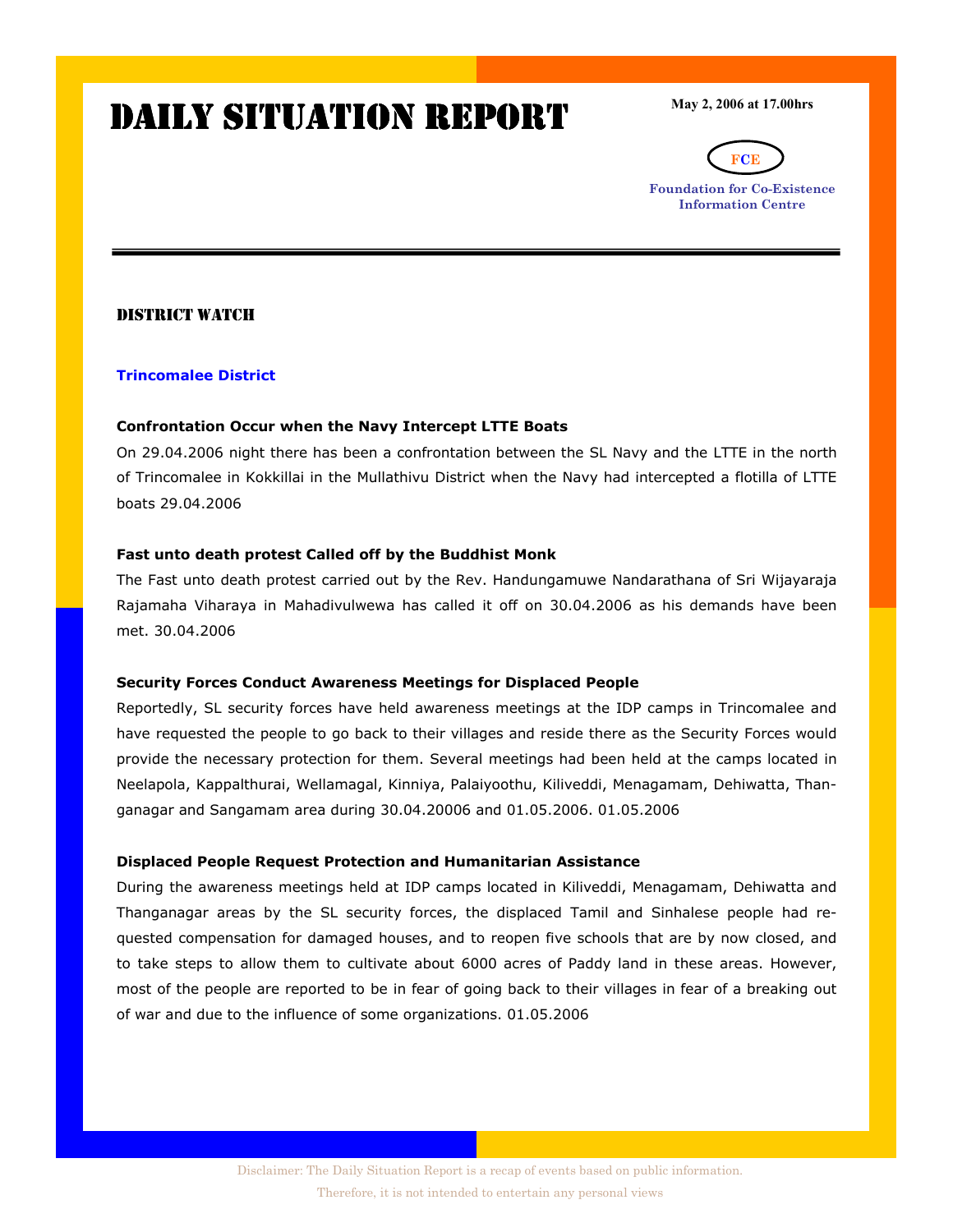# Daily Situation Report

**May 2, 2006 at 17.00hrs**

FCE

**Foundation for Co-Existence Information Centre**

## District Watch

### Trincomalee District

**Confrontation Occur when the Navy Intercept LTTE Boats**

On 29.04.2006 night there has been a confrontation between the SL Navy and the LTTE in the north of Trincomalee in Kokkillai in the Mullathivu District when the Navy had intercepted a flotilla of LTTE boats 29.04.2006

**Fast unto death protest Called off by the Buddhist Monk**

The Fast unto death protest carried out by the Rev. Handungamuwe Nandarathana of Sri Wijayaraja Rajamaha Viharaya in Mahadivulwewa has called it off on 30.04.2006 as his demands have been met. 30.04.2006

**Security Forces Conduct Awareness Meetings for Displaced People**

Reportedly, SL security forces have held awareness meetings at the IDP camps in Trincomalee and have requested the people to go back to their villages and reside there as the Security Forces would provide the necessary protection for them. Several meetings had been held at the camps located in Neelapola, Kappalthurai, Wellamagal, Kinniya, Palaiyoothu, Kiliveddi, Menagamam, Dehiwatta, Thanganagar and Sangamam area during 30.04.20006 and 01.05.2006. 01.05.2006

**Displaced People Request Protection and Humanitarian Assistance**

During the awareness meetings held at IDP camps located in Kiliveddi, Menagamam, Dehiwatta and Thanganagar areas by the SL security forces, the displaced Tamil and Sinhalese people had requested compensation for damaged houses, and to reopen five schools that are by now closed, and to take steps to allow them to cultivate about 6000 acres of Paddy land in these areas. However, most of the people are reported to be in fear of going back to their villages in fear of a breaking out of war and due to the influence of some organizations. 01.05.2006

Disclaimer: The Daily Situation Report is a recap of events based on public information. Therefore, it is not intended to entertain any personal views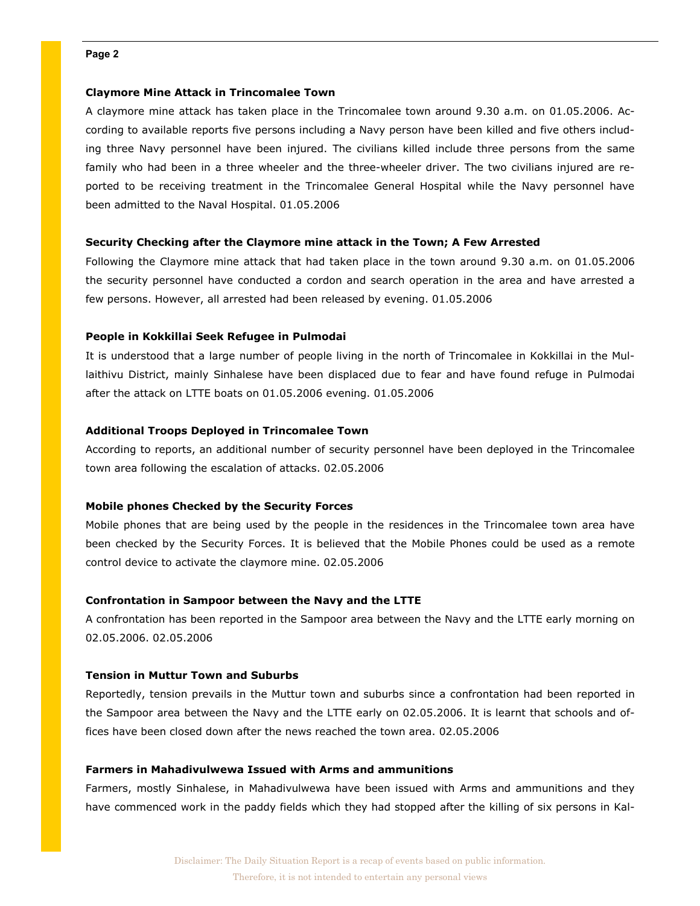### Claymore Mine Attack in Trincomalee Town

A claymore mine attack has taken place in the Trincomalee town around 9.30 a.m. on 01.05.2006. According to available reports five persons including a Navy person have been killed and five others including three Navy personnel have been injured. The civilians killed include three persons from the same family who had been in a three wheeler and the three-wheeler driver. The two civilians injured are reported to be receiving treatment in the Trincomalee General Hospital while the Navy personnel have been admitted to the Naval Hospital. 01.05.2006

### Security Checking after the Claymore mine attack in the Town; A Few Arrested

Following the Claymore mine attack that had taken place in the town around 9.30 a.m. on 01.05.2006 the security personnel have conducted a cordon and search operation in the area and have arrested a few persons. However, all arrested had been released by evening. 01.05.2006

### People in Kokkillai Seek Refugee in Pulmodai

It is understood that a large number of people living in the north of Trincomalee in Kokkillai in the Mullaithivu District, mainly Sinhalese have been displaced due to fear and have found refuge in Pulmodai after the attack on LTTE boats on 01.05.2006 evening. 01.05.2006

### Additional Troops Deployed in Trincomalee Town

According to reports, an additional number of security personnel have been deployed in the Trincomalee town area following the escalation of attacks. 02.05.2006

### Mobile phones Checked by the Security Forces

Mobile phones that are being used by the people in the residences in the Trincomalee town area have been checked by the Security Forces. It is believed that the Mobile Phones could be used as a remote control device to activate the claymore mine. 02.05.2006

### Confrontation in Sampoor between the Navy and the LTTE

A confrontation has been reported in the Sampoor area between the Navy and the LTTE early morning on 02.05.2006. 02.05.2006

### Tension in Muttur Town and Suburbs

Reportedly, tension prevails in the Muttur town and suburbs since a confrontation had been reported in the Sampoor area between the Navy and the LTTE early on 02.05.2006. It is learnt that schools and offices have been closed down after the news reached the town area. 02.05.2006

### Farmers in Mahadivulwewa Issued with Arms and ammunitions

Farmers, mostly Sinhalese, in Mahadivulwewa have been issued with Arms and ammunitions and they have commenced work in the paddy fields which they had stopped after the killing of six persons in Kal-

Disclaimer: The Daily Situation Report is a recap of events based on public information. Therefore, it is not intended to entertain any personal views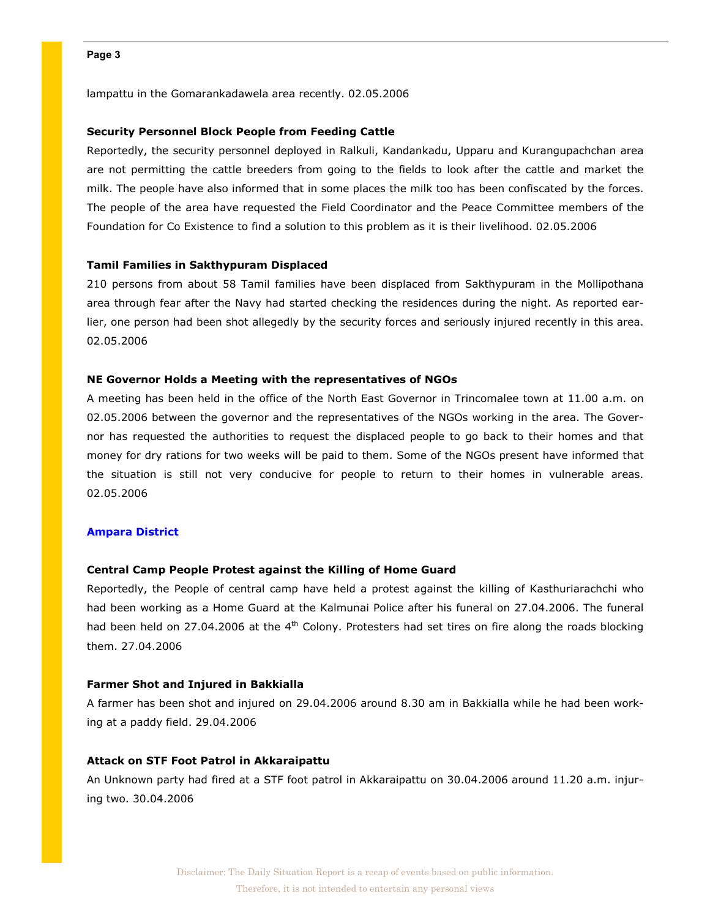lampattu in the Gomarankadawela area recently. 02.05.2006

**Security Personnel Block People from Feeding Cattle**

Reportedly, the security personnel deployed in Ralkuli, Kandankadu, Upparu and Kurangupachchan area are not permitting the cattle breeders from going to the fields to look after the cattle and market the milk. The people have also informed that in some places the milk too has been confiscated by the forces. The people of the area have requested the Field Coordinator and the Peace Committee members of the Foundation for Co Existence to find a solution to this problem as it is their livelihood. 02.05.2006

**Tamil Families in Sakthypuram Displaced**

210 persons from about 58 Tamil families have been displaced from Sakthypuram in the Mollipothana area through fear after the Navy had started checking the residences during the night. As reported earlier, one person had been shot allegedly by the security forces and seriously injured recently in this area. 02.05.2006

**NE Governor Holds a Meeting with the representatives of NGOs**

A meeting has been held in the office of the North East Governor in Trincomalee town at 11.00 a.m. on 02.05.2006 between the governor and the representatives of the NGOs working in the area. The Governor has requested the authorities to request the displaced people to go back to their homes and that money for dry rations for two weeks will be paid to them. Some of the NGOs present have informed that the situation is still not very conducive for people to return to their homes in vulnerable areas. 02.05.2006

## Ampara District

**Central Camp People Protest against the Killing of Home Guard**

Reportedly, the People of central camp have held a protest against the killing of Kasthuriarachchi who had been working as a Home Guard at the Kalmunai Police after his funeral on 27.04.2006. The funeral had been held on 27.04.2006 at the 4th Colony. Protesters had set tires on fire along the roads blocking them. 27.04.2006

**Farmer Shot and Injured in Bakkialla**

A farmer has been shot and injured on 29.04.2006 around 8.30 am in Bakkialla while he had been working at a paddy field. 29.04.2006

**Attack on STF Foot Patrol in Akkaraipattu**

An Unknown party had fired at a STF foot patrol in Akkaraipattu on 30.04.2006 around 11.20 a.m. injuring two. 30.04.2006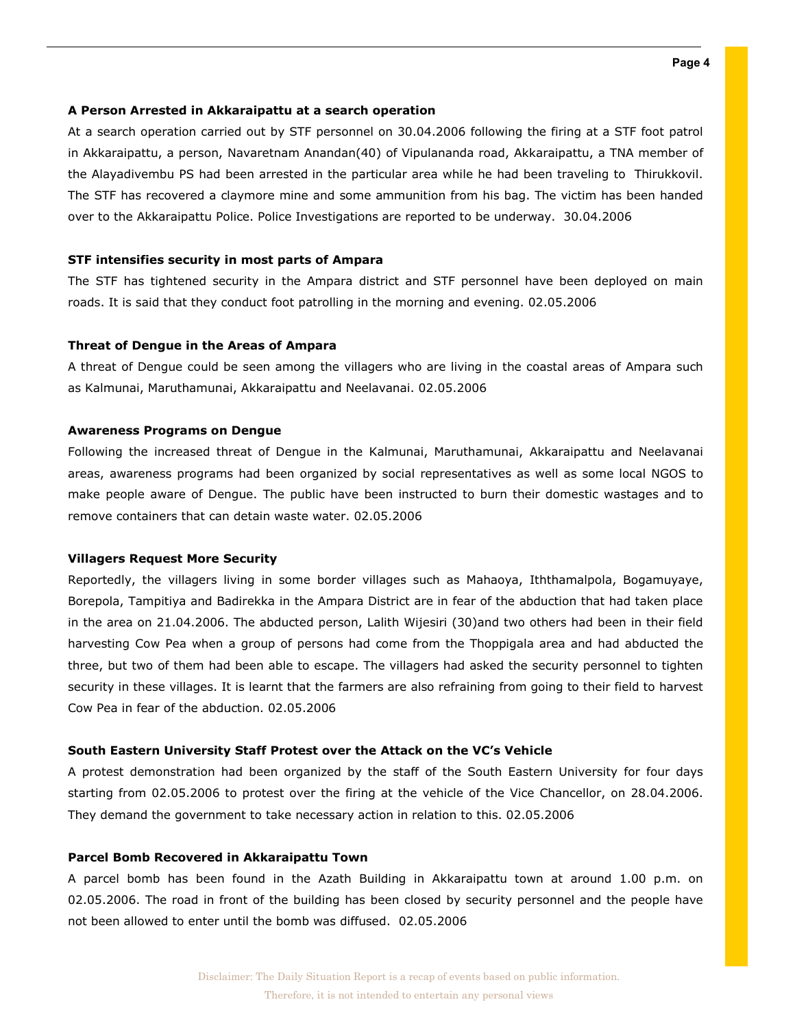### A Person Arrested in Akkaraipattu at a search operation

At a search operation carried out by STF personnel on 30.04.2006 following the firing at a STF foot patrol in Akkaraipattu, a person, Navaretnam Anandan(40) of Vipulananda road, Akkaraipattu, a TNA member of the Alayadivembu PS had been arrested in the particular area while he had been traveling to Thirukkovil. The STF has recovered a claymore mine and some ammunition from his bag. The victim has been handed over to the Akkaraipattu Police. Police Investigations are reported to be underway. 30.04.2006

### STF intensifies security in most parts of Ampara

The STF has tightened security in the Ampara district and STF personnel have been deployed on main roads. It is said that they conduct foot patrolling in the morning and evening. 02.05.2006

### Threat of Dengue in the Areas of Ampara

A threat of Dengue could be seen among the villagers who are living in the coastal areas of Ampara such as Kalmunai, Maruthamunai, Akkaraipattu and Neelavanai. 02.05.2006

### Awareness Programs on Dengue

Following the increased threat of Dengue in the Kalmunai, Maruthamunai, Akkaraipattu and Neelavanai areas, awareness programs had been organized by social representatives as well as some local NGOS to make people aware of Dengue. The public have been instructed to burn their domestic wastages and to remove containers that can detain waste water. 02.05.2006

### Villagers Request More Security

Reportedly, the villagers living in some border villages such as Mahaoya, Iththamalpola, Bogamuyaye, Borepola, Tampitiya and Badirekka in the Ampara District are in fear of the abduction that had taken place in the area on 21.04.2006. The abducted person, Lalith Wijesiri (30)and two others had been in their field harvesting Cow Pea when a group of persons had come from the Thoppigala area and had abducted the three, but two of them had been able to escape. The villagers had asked the security personnel to tighten security in these villages. It is learnt that the farmers are also refraining from going to their field to harvest Cow Pea in fear of the abduction. 02.05.2006

### South Eastern University Staff Protest over the Attack on the VC's Vehicle

A protest demonstration had been organized by the staff of the South Eastern University for four days starting from 02.05.2006 to protest over the firing at the vehicle of the Vice Chancellor, on 28.04.2006. They demand the government to take necessary action in relation to this. 02.05.2006

### Parcel Bomb Recovered in Akkaraipattu Town

A parcel bomb has been found in the Azath Building in Akkaraipattu town at around 1.00 p.m. on 02.05.2006. The road in front of the building has been closed by security personnel and the people have not been allowed to enter until the bomb was diffused. 02.05.2006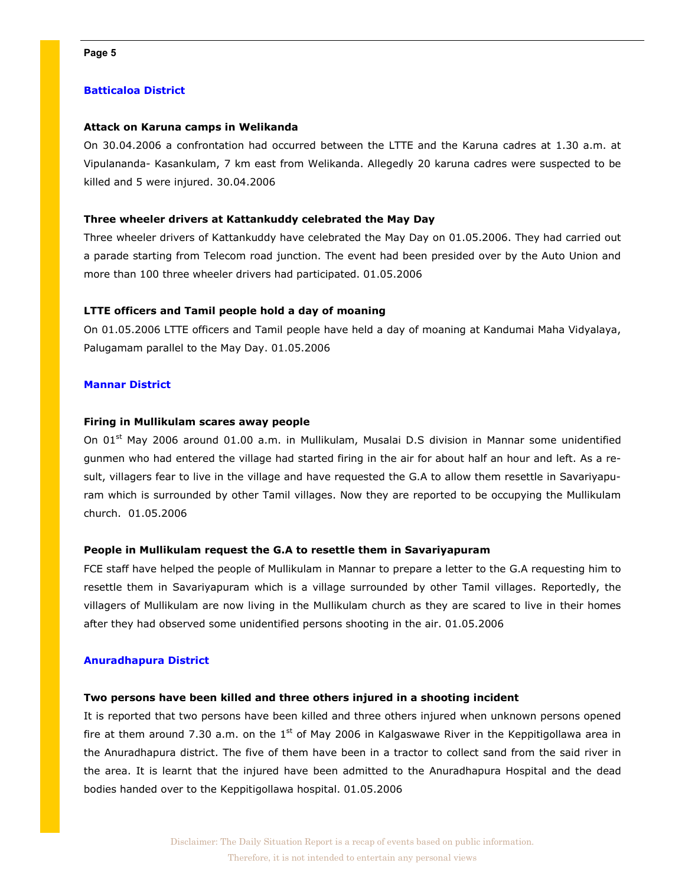## Batticaloa District

### Attack on Karuna camps in Welikanda

On 30.04.2006 a confrontation had occurred between the LTTE and the Karuna cadres at 1.30 a.m. at Vipulananda- Kasankulam, 7 km east from Welikanda. Allegedly 20 karuna cadres were suspected to be killed and 5 were injured. 30.04.2006

### Three wheeler drivers at Kattankuddy celebrated the May Day

Three wheeler drivers of Kattankuddy have celebrated the May Day on 01.05.2006. They had carried out a parade starting from Telecom road junction. The event had been presided over by the Auto Union and more than 100 three wheeler drivers had participated. 01.05.2006

### LTTE officers and Tamil people hold a day of moaning

On 01.05.2006 LTTE officers and Tamil people have held a day of moaning at Kandumai Maha Vidyalaya, Palugamam parallel to the May Day. 01.05.2006

## Mannar District

### Firing in Mullikulam scares away people

On 01st May 2006 around 01.00 a.m. in Mullikulam, Musalai D.S division in Mannar some unidentified gunmen who had entered the village had started firing in the air for about half an hour and left. As a result, villagers fear to live in the village and have requested the G.A to allow them resettle in Savariyapuram which is surrounded by other Tamil villages. Now they are reported to be occupying the Mullikulam church. 01.05.2006

### People in Mullikulam request the G.A to resettle them in Savariyapuram

FCE staff have helped the people of Mullikulam in Mannar to prepare a letter to the G.A requesting him to resettle them in Savariyapuram which is a village surrounded by other Tamil villages. Reportedly, the villagers of Mullikulam are now living in the Mullikulam church as they are scared to live in their homes after they had observed some unidentified persons shooting in the air. 01.05.2006

## Anuradhapura District

### Two persons have been killed and three others injured in a shooting incident

It is reported that two persons have been killed and three others injured when unknown persons opened fire at them around 7.30 a.m. on the 1st of May 2006 in Kalgaswawe River in the Keppitigollawa area in the Anuradhapura district. The five of them have been in a tractor to collect sand from the said river in the area. It is learnt that the injured have been admitted to the Anuradhapura Hospital and the dead bodies handed over to the Keppitigollawa hospital. 01.05.2006

Disclaimer: The Daily Situation Report is a recap of events based on public information. Therefore, it is not intended to entertain any personal views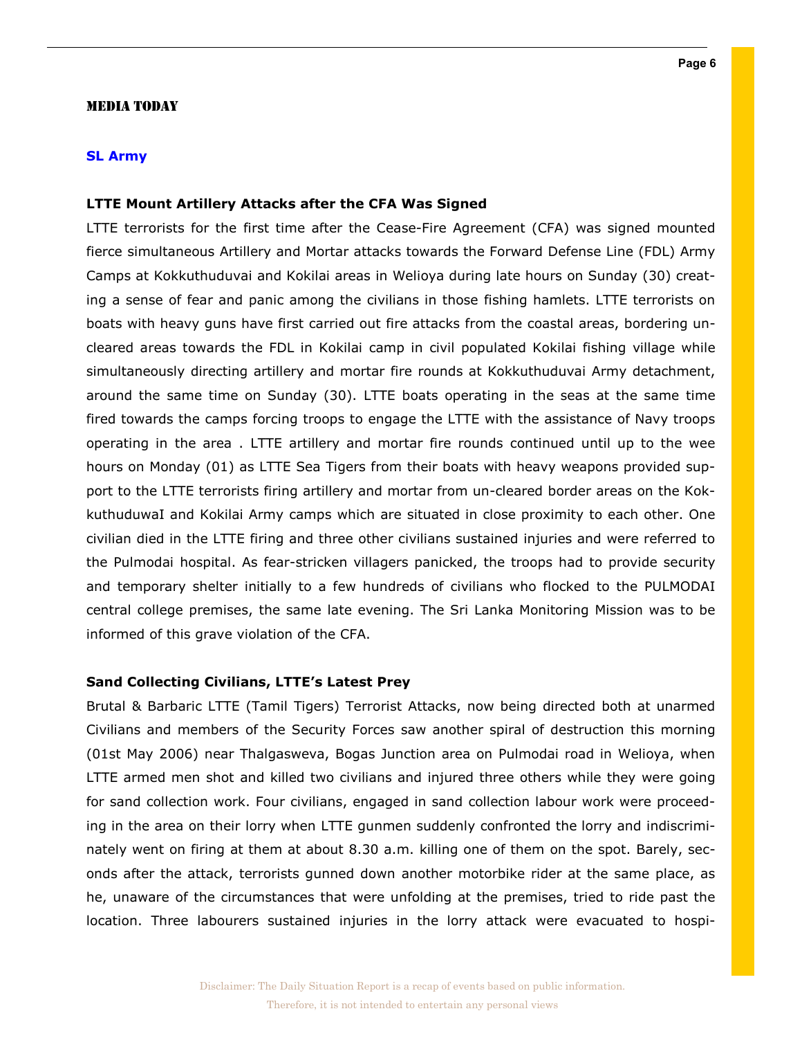## MEDIA TODAY

### SL Army

**LTTE Mount Artillery Attacks after the CFA Was Signed**

LTTE terrorists for the first time after the Cease-Fire Agreement (CFA) was signed mounted fierce simultaneous Artillery and Mortar attacks towards the Forward Defense Line (FDL) Army Camps at Kokkuthuduvai and Kokilai areas in Welioya during late hours on Sunday (30) creating a sense of fear and panic among the civilians in those fishing hamlets. LTTE terrorists on boats with heavy guns have first carried out fire attacks from the coastal areas, bordering uncleared areas towards the FDL in Kokilai camp in civil populated Kokilai fishing village while simultaneously directing artillery and mortar fire rounds at Kokkuthuduvai Army detachment, around the same time on Sunday (30). LTTE boats operating in the seas at the same time fired towards the camps forcing troops to engage the LTTE with the assistance of Navy troops operating in the area . LTTE artillery and mortar fire rounds continued until up to the wee hours on Monday (01) as LTTE Sea Tigers from their boats with heavy weapons provided support to the LTTE terrorists firing artillery and mortar from un-cleared border areas on the KokkuthuduwaI and Kokilai Army camps which are situated in close proximity to each other. One civilian died in the LTTE firing and three other civilians sustained injuries and were referred to the Pulmodai hospital. As fear-stricken villagers panicked, the troops had to provide security and temporary shelter initially to a few hundreds of civilians who flocked to the PULMODAI central college premises, the same late evening. The Sri Lanka Monitoring Mission was to be informed of this grave violation of the CFA.

**Sand Collecting Civilians, LTTE's Latest Prey**

Brutal & Barbaric LTTE (Tamil Tigers) Terrorist Attacks, now being directed both at unarmed Civilians and members of the Security Forces saw another spiral of destruction this morning (01st May 2006) near Thalgasweva, Bogas Junction area on Pulmodai road in Welioya, when LTTE armed men shot and killed two civilians and injured three others while they were going for sand collection work. Four civilians, engaged in sand collection labour work were proceeding in the area on their lorry when LTTE gunmen suddenly confronted the lorry and indiscriminately went on firing at them at about 8.30 a.m. killing one of them on the spot. Barely, seconds after the attack, terrorists gunned down another motorbike rider at the same place, as he, unaware of the circumstances that were unfolding at the premises, tried to ride past the location. Three labourers sustained injuries in the lorry attack were evacuated to hospi-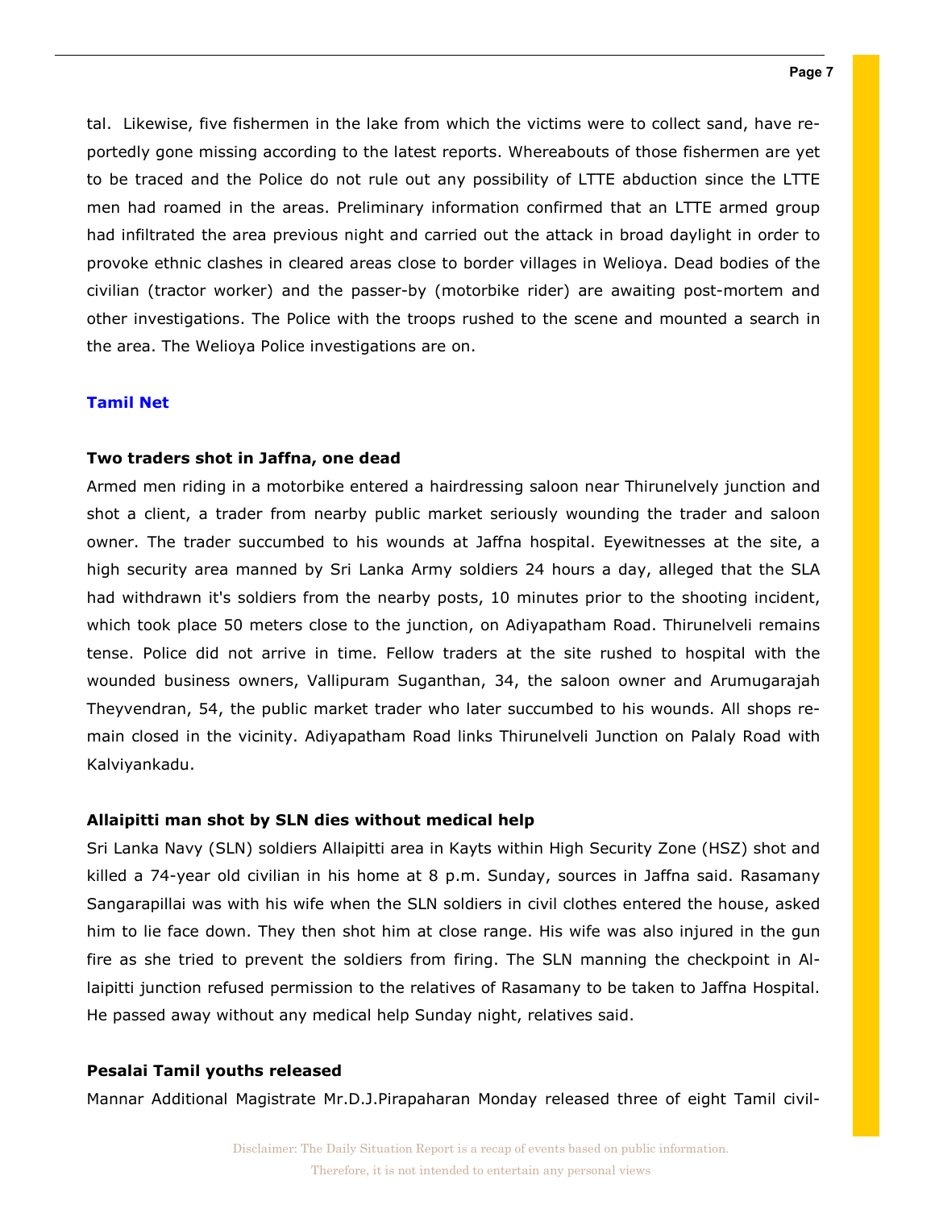tal. Likewise, five fishermen in the lake from which the victims were to collect sand, have reportedly gone missing according to the latest reports. Whereabouts of those fishermen are yet to be traced and the Police do not rule out any possibility of LTTE abduction since the LTTE men had roamed in the areas. Preliminary information confirmed that an LTTE armed group had infiltrated the area previous night and carried out the attack in broad daylight in order to provoke ethnic clashes in cleared areas close to border villages in Welioya. Dead bodies of the civilian (tractor worker) and the passer-by (motorbike rider) are awaiting post-mortem and other investigations. The Police with the troops rushed to the scene and mounted a search in the area. The Welioya Police investigations are on.

**Tamil Net**

**Two traders shot in Jaffna, one dead**

Armed men riding in a motorbike entered a hairdressing saloon near Thirunelvely junction and shot a client, a trader from nearby public market seriously wounding the trader and saloon owner. The trader succumbed to his wounds at Jaffna hospital. Eyewitnesses at the site, a high security area manned by Sri Lanka Army soldiers 24 hours a day, alleged that the SLA had withdrawn it's soldiers from the nearby posts, 10 minutes prior to the shooting incident, which took place 50 meters close to the junction, on Adiyapatham Road. Thirunelveli remains tense. Police did not arrive in time. Fellow traders at the site rushed to hospital with the wounded business owners, Vallipuram Suganthan, 34, the saloon owner and Arumugarajah Theyvendran, 54, the public market trader who later succumbed to his wounds. All shops remain closed in the vicinity. Adiyapatham Road links Thirunelveli Junction on Palaly Road with Kalviyankadu.

**Allaipitti man shot by SLN dies without medical help**

Sri Lanka Navy (SLN) soldiers Allaipitti area in Kayts within High Security Zone (HSZ) shot and killed a 74-year old civilian in his home at 8 p.m. Sunday, sources in Jaffna said. Rasamany Sangarapillai was with his wife when the SLN soldiers in civil clothes entered the house, asked him to lie face down. They then shot him at close range. His wife was also injured in the gun fire as she tried to prevent the soldiers from firing. The SLN manning the checkpoint in Allaipitti junction refused permission to the relatives of Rasamany to be taken to Jaffna Hospital. He passed away without any medical help Sunday night, relatives said.

**Pesalai Tamil youths released**

Mannar Additional Magistrate Mr.D.J.Pirapaharan Monday released three of eight Tamil civil-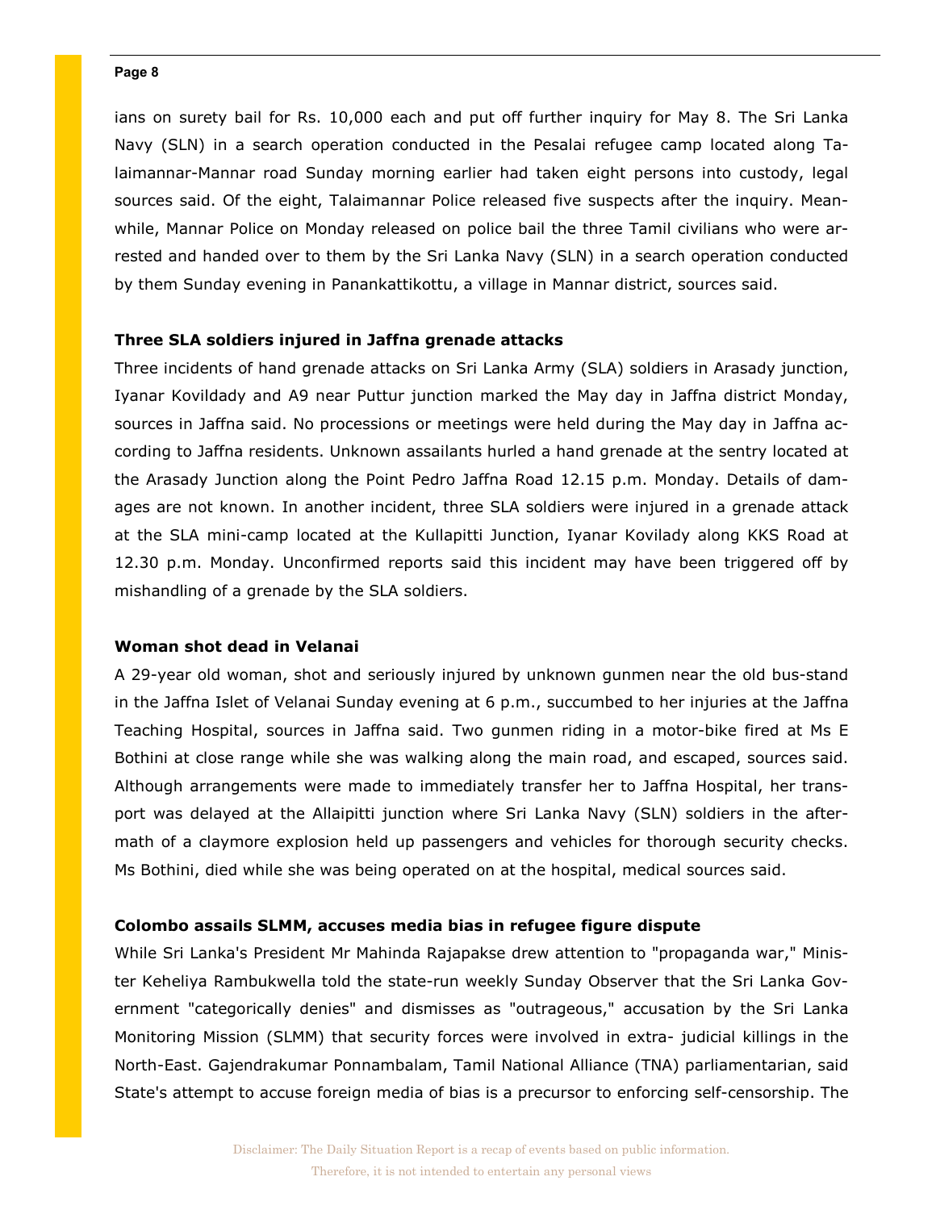ians on surety bail for Rs. 10,000 each and put off further inquiry for May 8. The Sri Lanka Navy (SLN) in a search operation conducted in the Pesalai refugee camp located along Talaimannar-Mannar road Sunday morning earlier had taken eight persons into custody, legal sources said. Of the eight, Talaimannar Police released five suspects after the inquiry. Meanwhile, Mannar Police on Monday released on police bail the three Tamil civilians who were arrested and handed over to them by the Sri Lanka Navy (SLN) in a search operation conducted by them Sunday evening in Panankattikottu, a village in Mannar district, sources said.

**Three SLA soldiers injured in Jaffna grenade attacks**

Three incidents of hand grenade attacks on Sri Lanka Army (SLA) soldiers in Arasady junction, Iyanar Kovildady and A9 near Puttur junction marked the May day in Jaffna district Monday, sources in Jaffna said. No processions or meetings were held during the May day in Jaffna according to Jaffna residents. Unknown assailants hurled a hand grenade at the sentry located at the Arasady Junction along the Point Pedro Jaffna Road 12.15 p.m. Monday. Details of damages are not known. In another incident, three SLA soldiers were injured in a grenade attack at the SLA mini-camp located at the Kullapitti Junction, Iyanar Kovilady along KKS Road at 12.30 p.m. Monday. Unconfirmed reports said this incident may have been triggered off by mishandling of a grenade by the SLA soldiers.

**Woman shot dead in Velanai**

A 29-year old woman, shot and seriously injured by unknown gunmen near the old bus-stand in the Jaffna Islet of Velanai Sunday evening at 6 p.m., succumbed to her injuries at the Jaffna Teaching Hospital, sources in Jaffna said. Two gunmen riding in a motor-bike fired at Ms E Bothini at close range while she was walking along the main road, and escaped, sources said. Although arrangements were made to immediately transfer her to Jaffna Hospital, her transport was delayed at the Allaipitti junction where Sri Lanka Navy (SLN) soldiers in the aftermath of a claymore explosion held up passengers and vehicles for thorough security checks. Ms Bothini, died while she was being operated on at the hospital, medical sources said.

**Colombo assails SLMM, accuses media bias in refugee figure dispute**

While Sri Lanka's President Mr Mahinda Rajapakse drew attention to "propaganda war," Minister Keheliya Rambukwella told the state-run weekly Sunday Observer that the Sri Lanka Government "categorically denies" and dismisses as "outrageous," accusation by the Sri Lanka Monitoring Mission (SLMM) that security forces were involved in extra- judicial killings in the North-East. Gajendrakumar Ponnambalam, Tamil National Alliance (TNA) parliamentarian, said State's attempt to accuse foreign media of bias is a precursor to enforcing self-censorship. The

Disclaimer: The Daily Situation Report is a recap of events based on public information. Therefore, it is not intended to entertain any personal views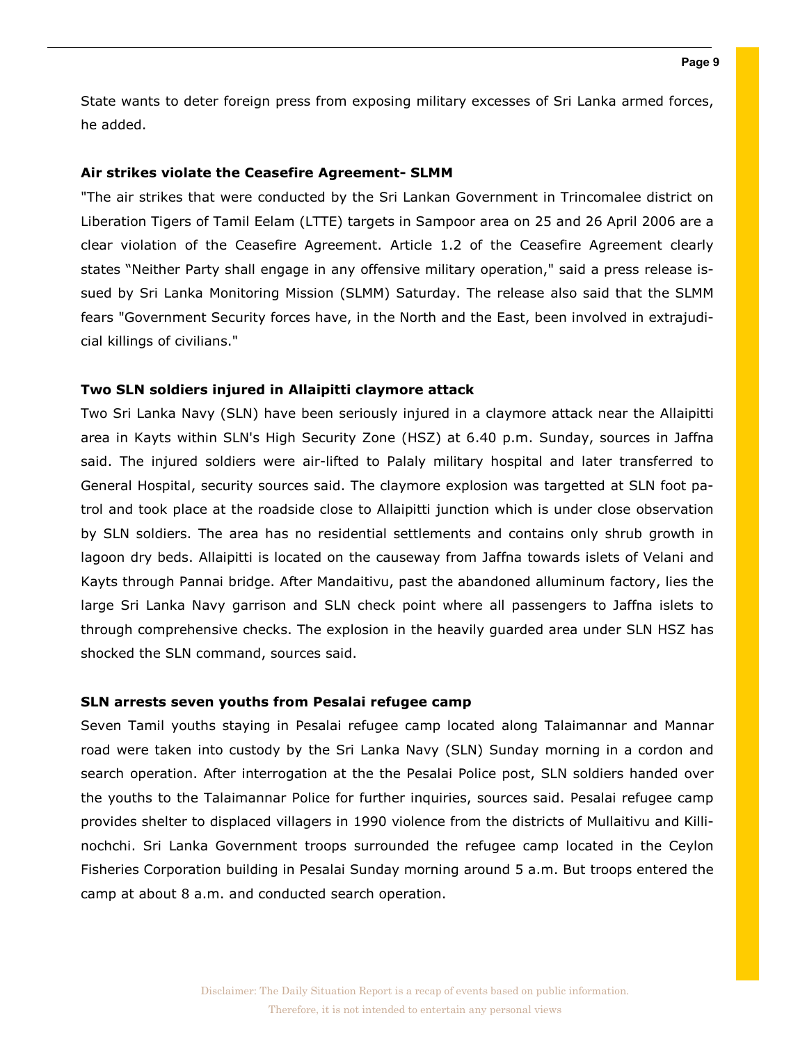State wants to deter foreign press from exposing military excesses of Sri Lanka armed forces, he added.

**Air strikes violate the Ceasefire Agreement- SLMM**

"The air strikes that were conducted by the Sri Lankan Government in Trincomalee district on Liberation Tigers of Tamil Eelam (LTTE) targets in Sampoor area on 25 and 26 April 2006 are a clear violation of the Ceasefire Agreement. Article 1.2 of the Ceasefire Agreement clearly states "Neither Party shall engage in any offensive military operation," said a press release issued by Sri Lanka Monitoring Mission (SLMM) Saturday. The release also said that the SLMM fears "Government Security forces have, in the North and the East, been involved in extrajudicial killings of civilians."

**Two SLN soldiers injured in Allaipitti claymore attack**

Two Sri Lanka Navy (SLN) have been seriously injured in a claymore attack near the Allaipitti area in Kayts within SLN's High Security Zone (HSZ) at 6.40 p.m. Sunday, sources in Jaffna said. The injured soldiers were air-lifted to Palaly military hospital and later transferred to General Hospital, security sources said. The claymore explosion was targetted at SLN foot patrol and took place at the roadside close to Allaipitti junction which is under close observation by SLN soldiers. The area has no residential settlements and contains only shrub growth in lagoon dry beds. Allaipitti is located on the causeway from Jaffna towards islets of Velani and Kayts through Pannai bridge. After Mandaitivu, past the abandoned alluminum factory, lies the large Sri Lanka Navy garrison and SLN check point where all passengers to Jaffna islets to through comprehensive checks. The explosion in the heavily guarded area under SLN HSZ has shocked the SLN command, sources said.

**SLN arrests seven youths from Pesalai refugee camp**

Seven Tamil youths staying in Pesalai refugee camp located along Talaimannar and Mannar road were taken into custody by the Sri Lanka Navy (SLN) Sunday morning in a cordon and search operation. After interrogation at the the Pesalai Police post, SLN soldiers handed over the youths to the Talaimannar Police for further inquiries, sources said. Pesalai refugee camp provides shelter to displaced villagers in 1990 violence from the districts of Mullaitivu and Killinochchi. Sri Lanka Government troops surrounded the refugee camp located in the Ceylon Fisheries Corporation building in Pesalai Sunday morning around 5 a.m. But troops entered the camp at about 8 a.m. and conducted search operation.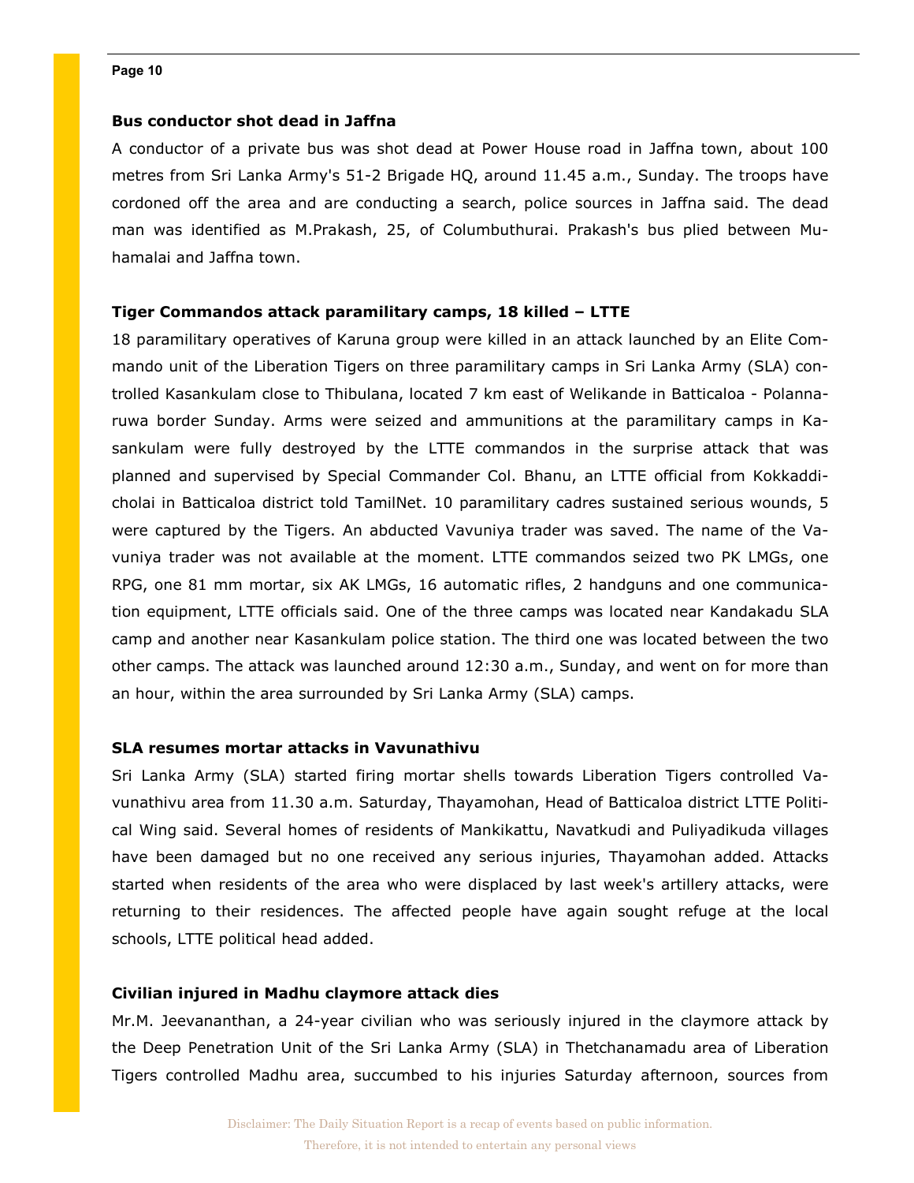### Bus conductor shot dead in Jaffna

A conductor of a private bus was shot dead at Power House road in Jaffna town, about 100 metres from Sri Lanka Army's 51-2 Brigade HQ, around 11.45 a.m., Sunday. The troops have cordoned off the area and are conducting a search, police sources in Jaffna said. The dead man was identified as M.Prakash, 25, of Columbuthurai. Prakash's bus plied between Muhamalai and Jaffna town.

### Tiger Commandos attack paramilitary camps, 18 killed – LTTE

18 paramilitary operatives of Karuna group were killed in an attack launched by an Elite Commando unit of the Liberation Tigers on three paramilitary camps in Sri Lanka Army (SLA) controlled Kasankulam close to Thibulana, located 7 km east of Welikande in Batticaloa - Polannaruwa border Sunday. Arms were seized and ammunitions at the paramilitary camps in Kasankulam were fully destroyed by the LTTE commandos in the surprise attack that was planned and supervised by Special Commander Col. Bhanu, an LTTE official from Kokkaddicholai in Batticaloa district told TamilNet. 10 paramilitary cadres sustained serious wounds, 5 were captured by the Tigers. An abducted Vavuniya trader was saved. The name of the Vavuniya trader was not available at the moment. LTTE commandos seized two PK LMGs, one RPG, one 81 mm mortar, six AK LMGs, 16 automatic rifles, 2 handguns and one communication equipment, LTTE officials said. One of the three camps was located near Kandakadu SLA camp and another near Kasankulam police station. The third one was located between the two other camps. The attack was launched around 12:30 a.m., Sunday, and went on for more than an hour, within the area surrounded by Sri Lanka Army (SLA) camps.

### SLA resumes mortar attacks in Vavunathivu

Sri Lanka Army (SLA) started firing mortar shells towards Liberation Tigers controlled Vavunathivu area from 11.30 a.m. Saturday, Thayamohan, Head of Batticaloa district LTTE Political Wing said. Several homes of residents of Mankikattu, Navatkudi and Puliyadikuda villages have been damaged but no one received any serious injuries, Thayamohan added. Attacks started when residents of the area who were displaced by last week's artillery attacks, were returning to their residences. The affected people have again sought refuge at the local schools, LTTE political head added.

### Civilian injured in Madhu claymore attack dies

Mr.M. Jeevananthan, a 24-year civilian who was seriously injured in the claymore attack by the Deep Penetration Unit of the Sri Lanka Army (SLA) in Thetchanamadu area of Liberation Tigers controlled Madhu area, succumbed to his injuries Saturday afternoon, sources from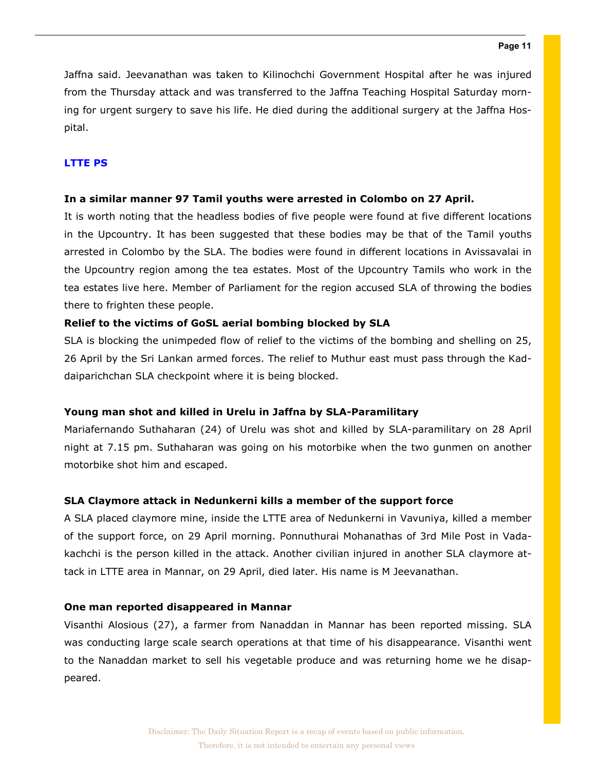Jaffna said. Jeevanathan was taken to Kilinochchi Government Hospital after he was injured from the Thursday attack and was transferred to the Jaffna Teaching Hospital Saturday morning for urgent surgery to save his life. He died during the additional surgery at the Jaffna Hospital.

## LTTE PS

**In a similar manner 97 Tamil youths were arrested in Colombo on 27 April.**

It is worth noting that the headless bodies of five people were found at five different locations in the Upcountry. It has been suggested that these bodies may be that of the Tamil youths arrested in Colombo by the SLA. The bodies were found in different locations in Avissavalai in the Upcountry region among the tea estates. Most of the Upcountry Tamils who work in the tea estates live here. Member of Parliament for the region accused SLA of throwing the bodies there to frighten these people.

**Relief to the victims of GoSL aerial bombing blocked by SLA**

SLA is blocking the unimpeded flow of relief to the victims of the bombing and shelling on 25, 26 April by the Sri Lankan armed forces. The relief to Muthur east must pass through the Kaddaiparichchan SLA checkpoint where it is being blocked.

**Young man shot and killed in Urelu in Jaffna by SLA-Paramilitary**

Mariafernando Suthaharan (24) of Urelu was shot and killed by SLA-paramilitary on 28 April night at 7.15 pm. Suthaharan was going on his motorbike when the two gunmen on another motorbike shot him and escaped.

**SLA Claymore attack in Nedunkerni kills a member of the support force**

A SLA placed claymore mine, inside the LTTE area of Nedunkerni in Vavuniya, killed a member of the support force, on 29 April morning. Ponnuthurai Mohanathas of 3rd Mile Post in Vadakachchi is the person killed in the attack. Another civilian injured in another SLA claymore attack in LTTE area in Mannar, on 29 April, died later. His name is M Jeevanathan.

**One man reported disappeared in Mannar**

Visanthi Alosious (27), a farmer from Nanaddan in Mannar has been reported missing. SLA was conducting large scale search operations at that time of his disappearance. Visanthi went to the Nanaddan market to sell his vegetable produce and was returning home we he disappeared.

Disclaimer: The Daily Situation Report is a recap of events based on public information. Therefore, it is not intended to entertain any personal views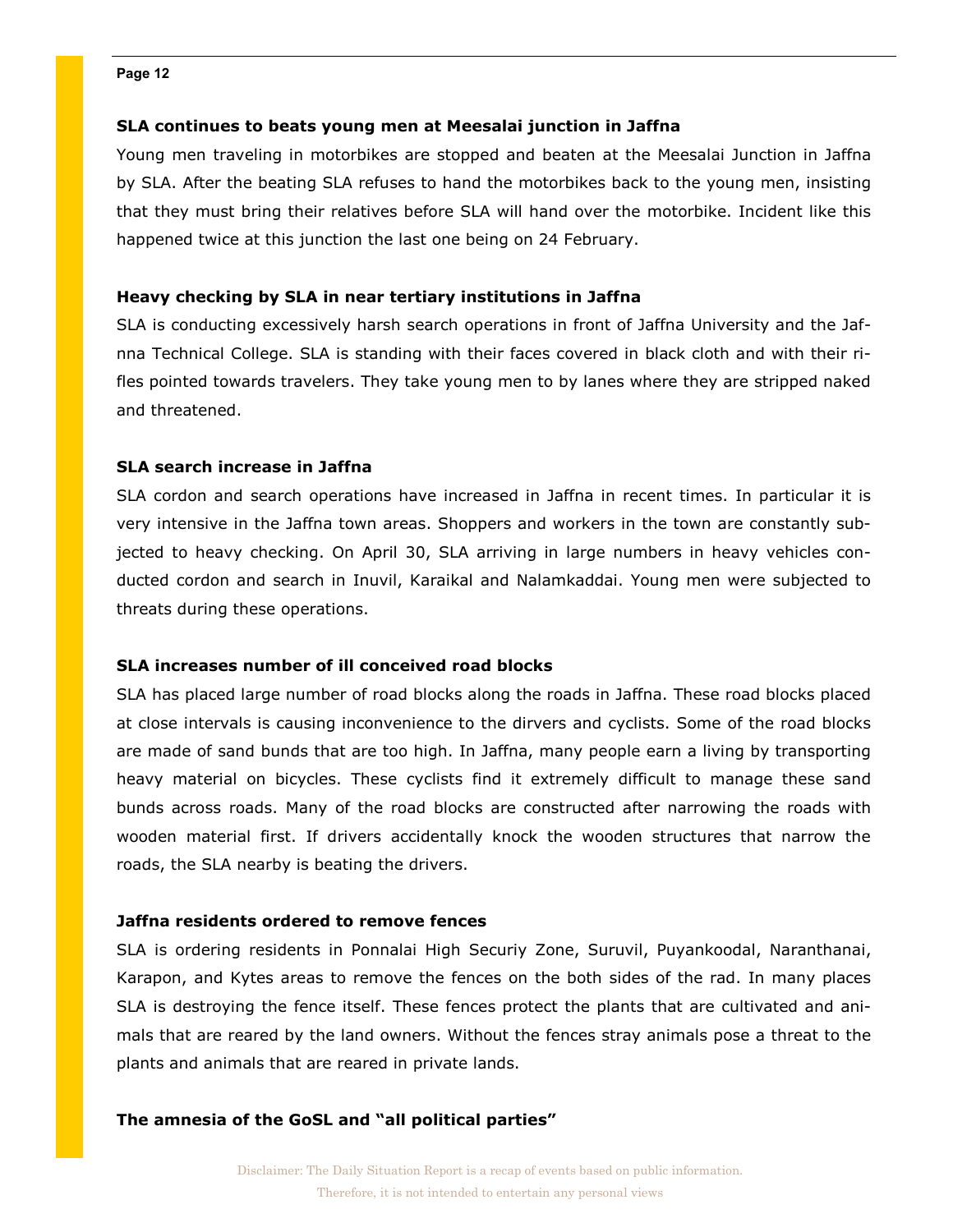### SLA continues to beats young men at Meesalai junction in Jaffna

Young men traveling in motorbikes are stopped and beaten at the Meesalai Junction in Jaffna by SLA. After the beating SLA refuses to hand the motorbikes back to the young men, insisting that they must bring their relatives before SLA will hand over the motorbike. Incident like this happened twice at this junction the last one being on 24 February.

### Heavy checking by SLA in near tertiary institutions in Jaffna

SLA is conducting excessively harsh search operations in front of Jaffna University and the Jaffna Technical College. SLA is standing with their faces covered in black cloth and with their rifles pointed towards travelers. They take young men to by lanes where they are stripped naked and threatened.

### SLA search increase in Jaffna

SLA cordon and search operations have increased in Jaffna in recent times. In particular it is very intensive in the Jaffna town areas. Shoppers and workers in the town are constantly subjected to heavy checking. On April 30, SLA arriving in large numbers in heavy vehicles conducted cordon and search in Inuvil, Karaikal and Nalamkaddai. Young men were subjected to threats during these operations.

### SLA increases number of ill conceived road blocks

SLA has placed large number of road blocks along the roads in Jaffna. These road blocks placed at close intervals is causing inconvenience to the dirvers and cyclists. Some of the road blocks are made of sand bunds that are too high. In Jaffna, many people earn a living by transporting heavy material on bicycles. These cyclists find it extremely difficult to manage these sand bunds across roads. Many of the road blocks are constructed after narrowing the roads with wooden material first. If drivers accidentally knock the wooden structures that narrow the roads, the SLA nearby is beating the drivers.

### Jaffna residents ordered to remove fences

SLA is ordering residents in Ponnalai High Securiy Zone, Suruvil, Puyankoodal, Naranthanai, Karapon, and Kytes areas to remove the fences on the both sides of the rad. In many places SLA is destroying the fence itself. These fences protect the plants that are cultivated and animals that are reared by the land owners. Without the fences stray animals pose a threat to the plants and animals that are reared in private lands.

### The amnesia of the GoSL and "all political parties"

Disclaimer: The Daily Situation Report is a recap of events based on public information. Therefore, it is not intended to entertain any personal views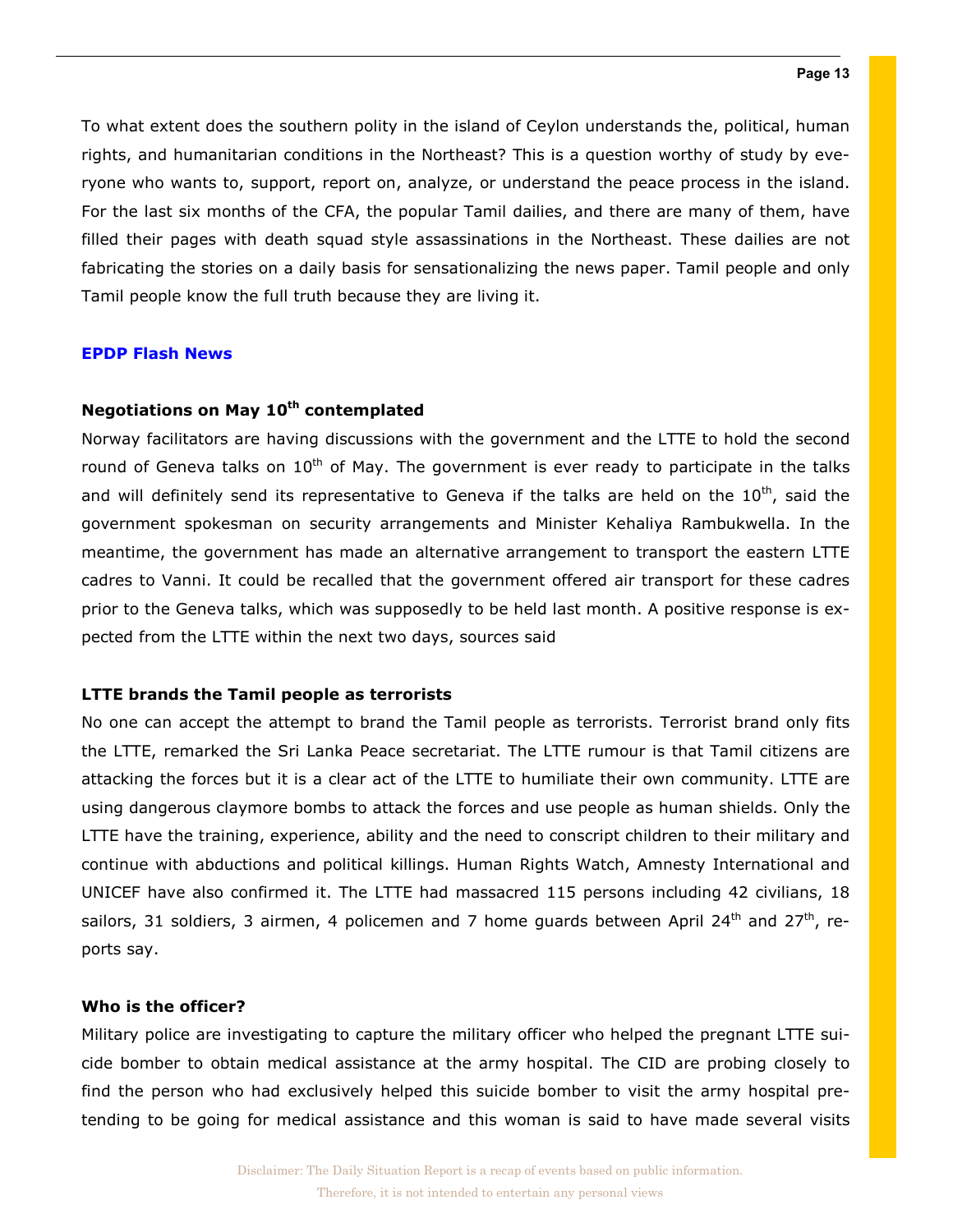To what extent does the southern polity in the island of Ceylon understands the, political, human rights, and humanitarian conditions in the Northeast? This is a question worthy of study by everyone who wants to, support, report on, analyze, or understand the peace process in the island. For the last six months of the CFA, the popular Tamil dailies, and there are many of them, have filled their pages with death squad style assassinations in the Northeast. These dailies are not fabricating the stories on a daily basis for sensationalizing the news paper. Tamil people and only Tamil people know the full truth because they are living it.

## EPDP Flash News

### Negotiations on May 10th contemplated

Norway facilitators are having discussions with the government and the LTTE to hold the second round of Geneva talks on 10th of May. The government is ever ready to participate in the talks and will definitely send its representative to Geneva if the talks are held on the 10th, said the government spokesman on security arrangements and Minister Kehaliya Rambukwella. In the meantime, the government has made an alternative arrangement to transport the eastern LTTE cadres to Vanni. It could be recalled that the government offered air transport for these cadres prior to the Geneva talks, which was supposedly to be held last month. A positive response is expected from the LTTE within the next two days, sources said

### LTTE brands the Tamil people as terrorists

No one can accept the attempt to brand the Tamil people as terrorists. Terrorist brand only fits the LTTE, remarked the Sri Lanka Peace secretariat. The LTTE rumour is that Tamil citizens are attacking the forces but it is a clear act of the LTTE to humiliate their own community. LTTE are using dangerous claymore bombs to attack the forces and use people as human shields. Only the LTTE have the training, experience, ability and the need to conscript children to their military and continue with abductions and political killings. Human Rights Watch, Amnesty International and UNICEF have also confirmed it. The LTTE had massacred 115 persons including 42 civilians, 18 sailors, 31 soldiers, 3 airmen, 4 policemen and 7 home guards between April 24th and 27th, reports say.

### Who is the officer?

Military police are investigating to capture the military officer who helped the pregnant LTTE suicide bomber to obtain medical assistance at the army hospital. The CID are probing closely to find the person who had exclusively helped this suicide bomber to visit the army hospital pretending to be going for medical assistance and this woman is said to have made several visits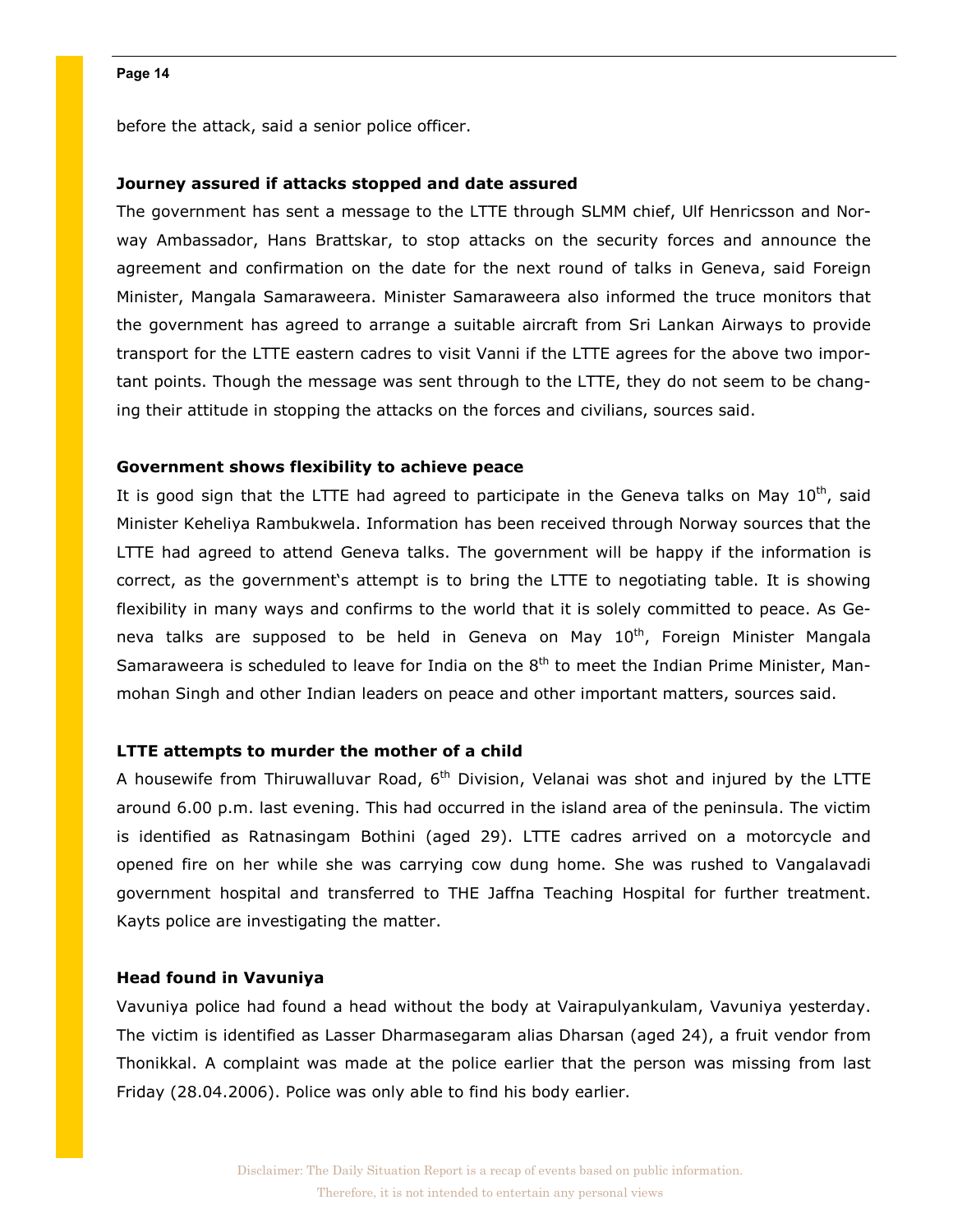before the attack, said a senior police officer.

**Journey assured if attacks stopped and date assured**

The government has sent a message to the LTTE through SLMM chief, Ulf Henricsson and Norway Ambassador, Hans Brattskar, to stop attacks on the security forces and announce the agreement and confirmation on the date for the next round of talks in Geneva, said Foreign Minister, Mangala Samaraweera. Minister Samaraweera also informed the truce monitors that the government has agreed to arrange a suitable aircraft from Sri Lankan Airways to provide transport for the LTTE eastern cadres to visit Vanni if the LTTE agrees for the above two important points. Though the message was sent through to the LTTE, they do not seem to be changing their attitude in stopping the attacks on the forces and civilians, sources said.

**Government shows flexibility to achieve peace**

It is good sign that the LTTE had agreed to participate in the Geneva talks on May 10th, said Minister Keheliya Rambukwela. Information has been received through Norway sources that the LTTE had agreed to attend Geneva talks. The government will be happy if the information is correct, as the government's attempt is to bring the LTTE to negotiating table. It is showing flexibility in many ways and confirms to the world that it is solely committed to peace. As Geneva talks are supposed to be held in Geneva on May 10th, Foreign Minister Mangala Samaraweera is scheduled to leave for India on the 8th to meet the Indian Prime Minister, Manmohan Singh and other Indian leaders on peace and other important matters, sources said.

**LTTE attempts to murder the mother of a child**

A housewife from Thiruwalluvar Road, 6th Division, Velanai was shot and injured by the LTTE around 6.00 p.m. last evening. This had occurred in the island area of the peninsula. The victim is identified as Ratnasingam Bothini (aged 29). LTTE cadres arrived on a motorcycle and opened fire on her while she was carrying cow dung home. She was rushed to Vangalavadi government hospital and transferred to THE Jaffna Teaching Hospital for further treatment. Kayts police are investigating the matter.

**Head found in Vavuniya**

Vavuniya police had found a head without the body at Vairapulyankulam, Vavuniya yesterday. The victim is identified as Lasser Dharmasegaram alias Dharsan (aged 24), a fruit vendor from Thonikkal. A complaint was made at the police earlier that the person was missing from last Friday (28.04.2006). Police was only able to find his body earlier.

Disclaimer: The Daily Situation Report is a recap of events based on public information. Therefore, it is not intended to entertain any personal views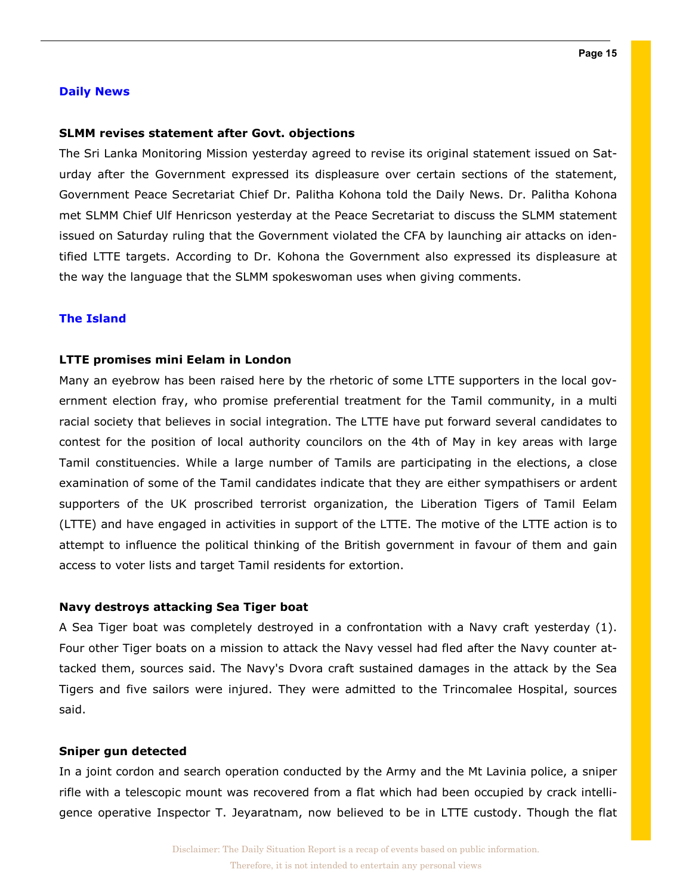**Daily News**

**SLMM revises statement after Govt. objections**

The Sri Lanka Monitoring Mission yesterday agreed to revise its original statement issued on Saturday after the Government expressed its displeasure over certain sections of the statement, Government Peace Secretariat Chief Dr. Palitha Kohona told the Daily News. Dr. Palitha Kohona met SLMM Chief Ulf Henricson yesterday at the Peace Secretariat to discuss the SLMM statement issued on Saturday ruling that the Government violated the CFA by launching air attacks on identified LTTE targets. According to Dr. Kohona the Government also expressed its displeasure at the way the language that the SLMM spokeswoman uses when giving comments.

**The Island**

**LTTE promises mini Eelam in London**

Many an eyebrow has been raised here by the rhetoric of some LTTE supporters in the local government election fray, who promise preferential treatment for the Tamil community, in a multi racial society that believes in social integration. The LTTE have put forward several candidates to contest for the position of local authority councilors on the 4th of May in key areas with large Tamil constituencies. While a large number of Tamils are participating in the elections, a close examination of some of the Tamil candidates indicate that they are either sympathisers or ardent supporters of the UK proscribed terrorist organization, the Liberation Tigers of Tamil Eelam (LTTE) and have engaged in activities in support of the LTTE. The motive of the LTTE action is to attempt to influence the political thinking of the British government in favour of them and gain access to voter lists and target Tamil residents for extortion.

**Navy destroys attacking Sea Tiger boat**

A Sea Tiger boat was completely destroyed in a confrontation with a Navy craft yesterday (1). Four other Tiger boats on a mission to attack the Navy vessel had fled after the Navy counter attacked them, sources said. The Navy's Dvora craft sustained damages in the attack by the Sea Tigers and five sailors were injured. They were admitted to the Trincomalee Hospital, sources said.

**Sniper gun detected**

In a joint cordon and search operation conducted by the Army and the Mt Lavinia police, a sniper rifle with a telescopic mount was recovered from a flat which had been occupied by crack intelligence operative Inspector T. Jeyaratnam, now believed to be in LTTE custody. Though the flat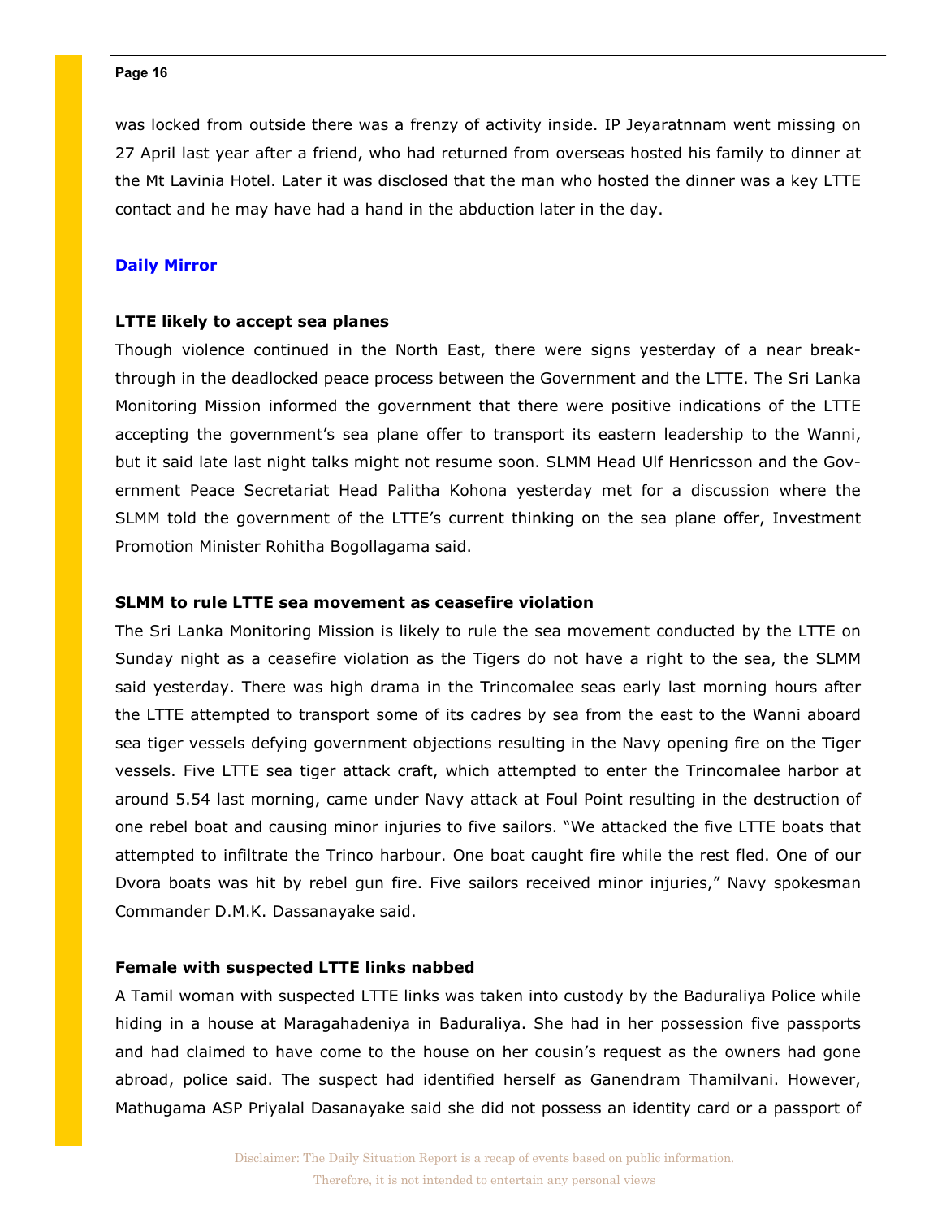was locked from outside there was a frenzy of activity inside. IP Jeyaratnnam went missing on 27 April last year after a friend, who had returned from overseas hosted his family to dinner at the Mt Lavinia Hotel. Later it was disclosed that the man who hosted the dinner was a key LTTE contact and he may have had a hand in the abduction later in the day.

## Daily Mirror

### LTTE likely to accept sea planes

Though violence continued in the North East, there were signs yesterday of a near break-through in the deadlocked peace process between the Government and the LTTE. The Sri Lanka Monitoring Mission informed the government that there were positive indications of the LTTE accepting the government's sea plane offer to transport its eastern leadership to the Wanni, but it said late last night talks might not resume soon. SLMM Head Ulf Henricsson and the Government Peace Secretariat Head Palitha Kohona yesterday met for a discussion where the SLMM told the government of the LTTE's current thinking on the sea plane offer, Investment Promotion Minister Rohitha Bogollagama said.

### SLMM to rule LTTE sea movement as ceasefire violation

The Sri Lanka Monitoring Mission is likely to rule the sea movement conducted by the LTTE on Sunday night as a ceasefire violation as the Tigers do not have a right to the sea, the SLMM said yesterday. There was high drama in the Trincomalee seas early last morning hours after the LTTE attempted to transport some of its cadres by sea from the east to the Wanni aboard sea tiger vessels defying government objections resulting in the Navy opening fire on the Tiger vessels. Five LTTE sea tiger attack craft, which attempted to enter the Trincomalee harbor at around 5.54 last morning, came under Navy attack at Foul Point resulting in the destruction of one rebel boat and causing minor injuries to five sailors. "We attacked the five LTTE boats that attempted to infiltrate the Trinco harbour. One boat caught fire while the rest fled. One of our Dvora boats was hit by rebel gun fire. Five sailors received minor injuries," Navy spokesman Commander D.M.K. Dassanayake said.

### Female with suspected LTTE links nabbed

A Tamil woman with suspected LTTE links was taken into custody by the Baduraliya Police while hiding in a house at Maragahadeniya in Baduraliya. She had in her possession five passports and had claimed to have come to the house on her cousin's request as the owners had gone abroad, police said. The suspect had identified herself as Ganendram Thamilvani. However, Mathugama ASP Priyalal Dasanayake said she did not possess an identity card or a passport of

Disclaimer: The Daily Situation Report is a recap of events based on public information. Therefore, it is not intended to entertain any personal views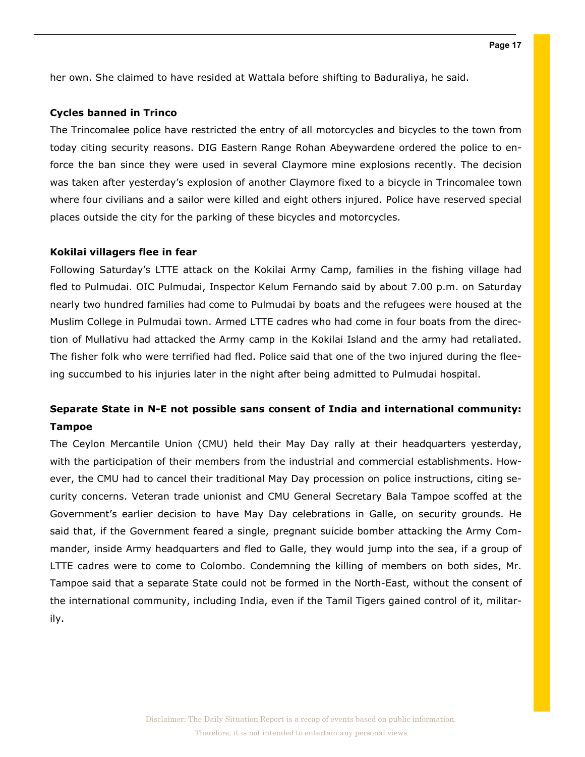her own. She claimed to have resided at Wattala before shifting to Baduraliya, he said.

**Cycles banned in Trinco**

The Trincomalee police have restricted the entry of all motorcycles and bicycles to the town from today citing security reasons. DIG Eastern Range Rohan Abeywardene ordered the police to enforce the ban since they were used in several Claymore mine explosions recently. The decision was taken after yesterday's explosion of another Claymore fixed to a bicycle in Trincomalee town where four civilians and a sailor were killed and eight others injured. Police have reserved special places outside the city for the parking of these bicycles and motorcycles.

**Kokilai villagers flee in fear**

Following Saturday's LTTE attack on the Kokilai Army Camp, families in the fishing village had fled to Pulmudai. OIC Pulmudai, Inspector Kelum Fernando said by about 7.00 p.m. on Saturday nearly two hundred families had come to Pulmudai by boats and the refugees were housed at the Muslim College in Pulmudai town. Armed LTTE cadres who had come in four boats from the direction of Mullativu had attacked the Army camp in the Kokilai Island and the army had retaliated. The fisher folk who were terrified had fled. Police said that one of the two injured during the fleeing succumbed to his injuries later in the night after being admitted to Pulmudai hospital.

**Separate State in N-E not possible sans consent of India and international community: Tampoe**

The Ceylon Mercantile Union (CMU) held their May Day rally at their headquarters yesterday, with the participation of their members from the industrial and commercial establishments. However, the CMU had to cancel their traditional May Day procession on police instructions, citing security concerns. Veteran trade unionist and CMU General Secretary Bala Tampoe scoffed at the Government's earlier decision to have May Day celebrations in Galle, on security grounds. He said that, if the Government feared a single, pregnant suicide bomber attacking the Army Commander, inside Army headquarters and fled to Galle, they would jump into the sea, if a group of LTTE cadres were to come to Colombo. Condemning the killing of members on both sides, Mr. Tampoe said that a separate State could not be formed in the North-East, without the consent of the international community, including India, even if the Tamil Tigers gained control of it, militarily.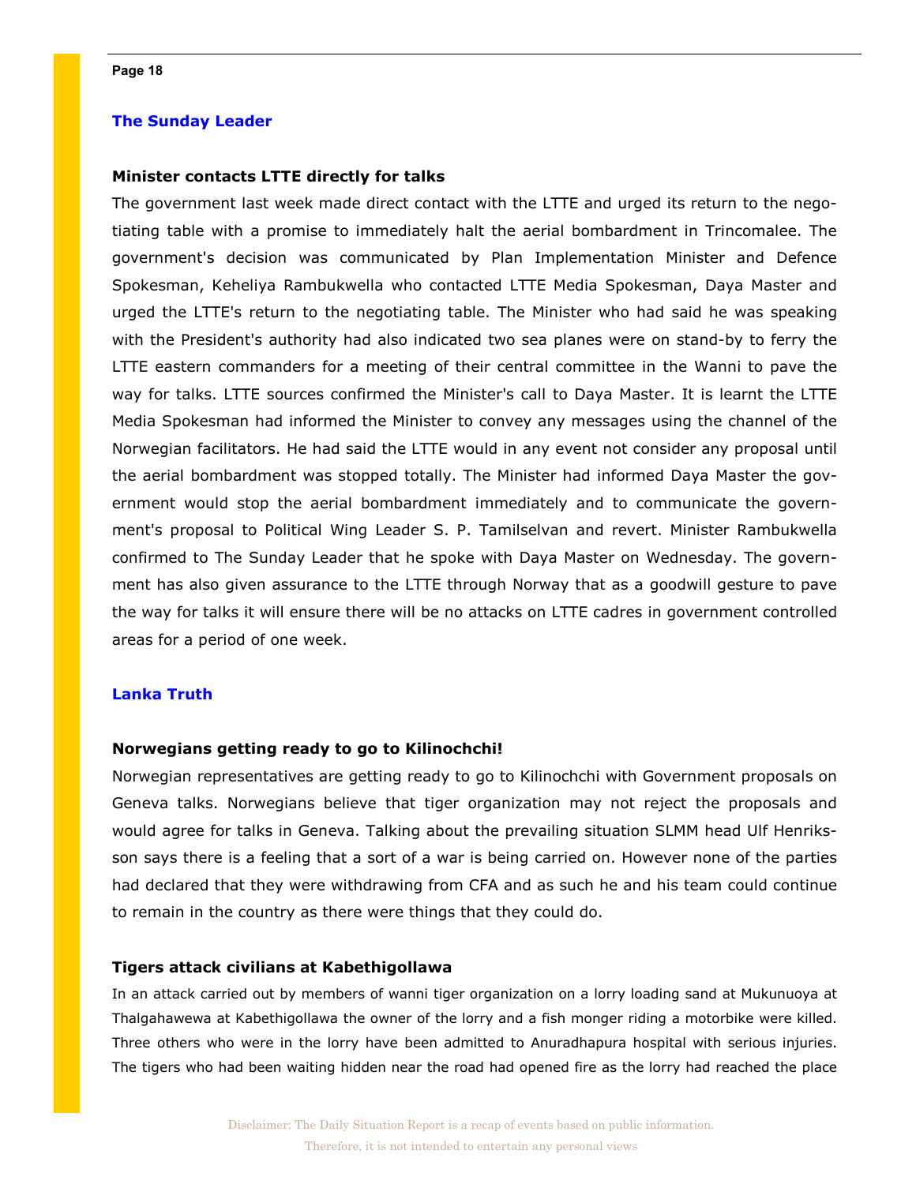## The Sunday Leader

### Minister contacts LTTE directly for talks

The government last week made direct contact with the LTTE and urged its return to the negotiating table with a promise to immediately halt the aerial bombardment in Trincomalee. The government's decision was communicated by Plan Implementation Minister and Defence Spokesman, Keheliya Rambukwella who contacted LTTE Media Spokesman, Daya Master and urged the LTTE's return to the negotiating table. The Minister who had said he was speaking with the President's authority had also indicated two sea planes were on stand-by to ferry the LTTE eastern commanders for a meeting of their central committee in the Wanni to pave the way for talks. LTTE sources confirmed the Minister's call to Daya Master. It is learnt the LTTE Media Spokesman had informed the Minister to convey any messages using the channel of the Norwegian facilitators. He had said the LTTE would in any event not consider any proposal until the aerial bombardment was stopped totally. The Minister had informed Daya Master the government would stop the aerial bombardment immediately and to communicate the government's proposal to Political Wing Leader S. P. Tamilselvan and revert. Minister Rambukwella confirmed to The Sunday Leader that he spoke with Daya Master on Wednesday. The government has also given assurance to the LTTE through Norway that as a goodwill gesture to pave the way for talks it will ensure there will be no attacks on LTTE cadres in government controlled areas for a period of one week.

## Lanka Truth

### Norwegians getting ready to go to Kilinochchi!

Norwegian representatives are getting ready to go to Kilinochchi with Government proposals on Geneva talks. Norwegians believe that tiger organization may not reject the proposals and would agree for talks in Geneva. Talking about the prevailing situation SLMM head Ulf Henriksson says there is a feeling that a sort of a war is being carried on. However none of the parties had declared that they were withdrawing from CFA and as such he and his team could continue to remain in the country as there were things that they could do.

### Tigers attack civilians at Kabethigollawa

In an attack carried out by members of wanni tiger organization on a lorry loading sand at Mukunuoya at Thalgahawewa at Kabethigollawa the owner of the lorry and a fish monger riding a motorbike were killed. Three others who were in the lorry have been admitted to Anuradhapura hospital with serious injuries. The tigers who had been waiting hidden near the road had opened fire as the lorry had reached the place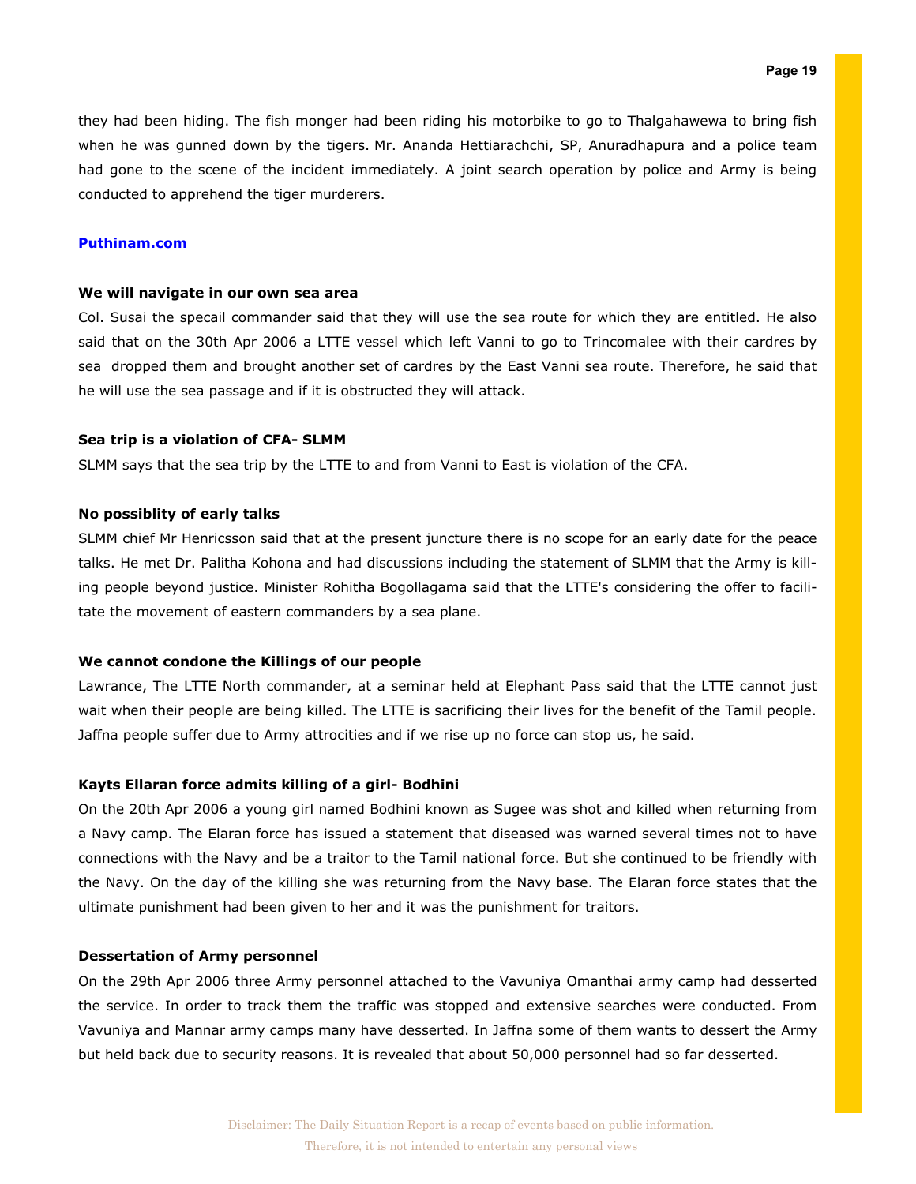they had been hiding. The fish monger had been riding his motorbike to go to Thalgahawewa to bring fish when he was gunned down by the tigers. Mr. Ananda Hettiarachchi, SP, Anuradhapura and a police team had gone to the scene of the incident immediately. A joint search operation by police and Army is being conducted to apprehend the tiger murderers.

**Puthinam.com**

**We will navigate in our own sea area**

Col. Susai the specail commander said that they will use the sea route for which they are entitled. He also said that on the 30th Apr 2006 a LTTE vessel which left Vanni to go to Trincomalee with their cardres by sea dropped them and brought another set of cardres by the East Vanni sea route. Therefore, he said that he will use the sea passage and if it is obstructed they will attack.

**Sea trip is a violation of CFA- SLMM**

SLMM says that the sea trip by the LTTE to and from Vanni to East is violation of the CFA.

**No possiblity of early talks**

SLMM chief Mr Henricsson said that at the present juncture there is no scope for an early date for the peace talks. He met Dr. Palitha Kohona and had discussions including the statement of SLMM that the Army is killing people beyond justice. Minister Rohitha Bogollagama said that the LTTE's considering the offer to facilitate the movement of eastern commanders by a sea plane.

**We cannot condone the Killings of our people**

Lawrance, The LTTE North commander, at a seminar held at Elephant Pass said that the LTTE cannot just wait when their people are being killed. The LTTE is sacrificing their lives for the benefit of the Tamil people. Jaffna people suffer due to Army attrocities and if we rise up no force can stop us, he said.

**Kayts Ellaran force admits killing of a girl- Bodhini**

On the 20th Apr 2006 a young girl named Bodhini known as Sugee was shot and killed when returning from a Navy camp. The Elaran force has issued a statement that diseased was warned several times not to have connections with the Navy and be a traitor to the Tamil national force. But she continued to be friendly with the Navy. On the day of the killing she was returning from the Navy base. The Elaran force states that the ultimate punishment had been given to her and it was the punishment for traitors.

**Dessertation of Army personnel**

On the 29th Apr 2006 three Army personnel attached to the Vavuniya Omanthai army camp had desserted the service. In order to track them the traffic was stopped and extensive searches were conducted. From Vavuniya and Mannar army camps many have desserted. In Jaffna some of them wants to dessert the Army but held back due to security reasons. It is revealed that about 50,000 personnel had so far desserted.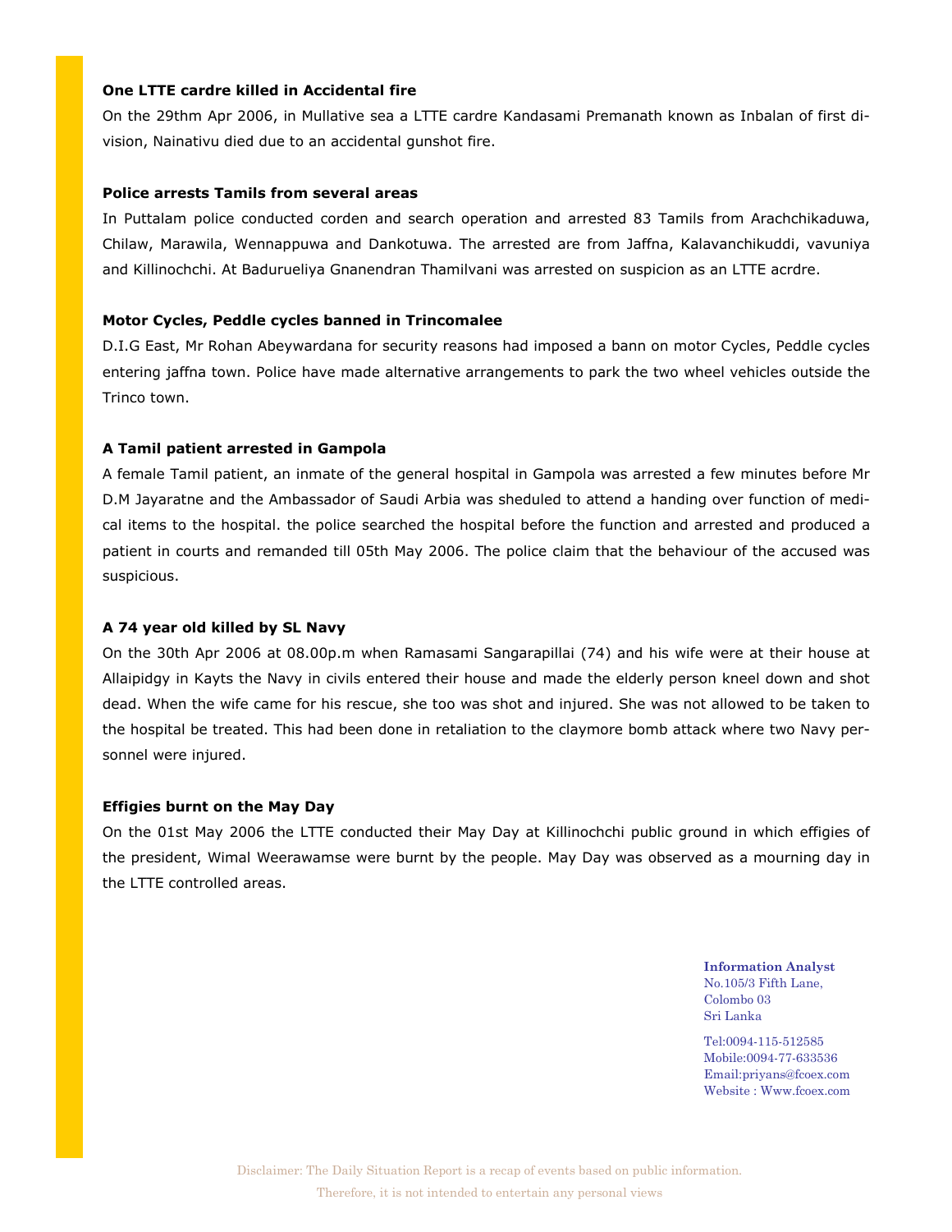**One LTTE cardre killed in Accidental fire**

On the 29thm Apr 2006, in Mullative sea a LTTE cardre Kandasami Premanath known as Inbalan of first division, Nainativu died due to an accidental gunshot fire.

**Police arrests Tamils from several areas**

In Puttalam police conducted corden and search operation and arrested 83 Tamils from Arachchikaduwa, Chilaw, Marawila, Wennappuwa and Dankotuwa. The arrested are from Jaffna, Kalavanchikuddi, vavuniya and Killinochchi. At Badurueliya Gnanendran Thamilvani was arrested on suspicion as an LTTE acrdre.

**Motor Cycles, Peddle cycles banned in Trincomalee**

D.I.G East, Mr Rohan Abeywardana for security reasons had imposed a bann on motor Cycles, Peddle cycles entering jaffna town. Police have made alternative arrangements to park the two wheel vehicles outside the Trinco town.

**A Tamil patient arrested in Gampola**

A female Tamil patient, an inmate of the general hospital in Gampola was arrested a few minutes before Mr D.M Jayaratne and the Ambassador of Saudi Arbia was sheduled to attend a handing over function of medical items to the hospital. the police searched the hospital before the function and arrested and produced a patient in courts and remanded till 05th May 2006. The police claim that the behaviour of the accused was suspicious.

**A 74 year old killed by SL Navy**

On the 30th Apr 2006 at 08.00p.m when Ramasami Sangarapillai (74) and his wife were at their house at Allaipidgy in Kayts the Navy in civils entered their house and made the elderly person kneel down and shot dead. When the wife came for his rescue, she too was shot and injured. She was not allowed to be taken to the hospital be treated. This had been done in retaliation to the claymore bomb attack where two Navy personnel were injured.

**Effigies burnt on the May Day**

On the 01st May 2006 the LTTE conducted their May Day at Killinochchi public ground in which effigies of the president, Wimal Weerawamse were burnt by the people. May Day was observed as a mourning day in the LTTE controlled areas.

**Information Analyst**
No.105/3 Fifth Lane,
Colombo 03
Sri Lanka

Tel:0094-115-512585
Mobile:0094-77-633536
Email:priyans@fcoex.com
Website : Www.fcoex.com

Disclaimer: The Daily Situation Report is a recap of events based on public information.
Therefore, it is not intended to entertain any personal views